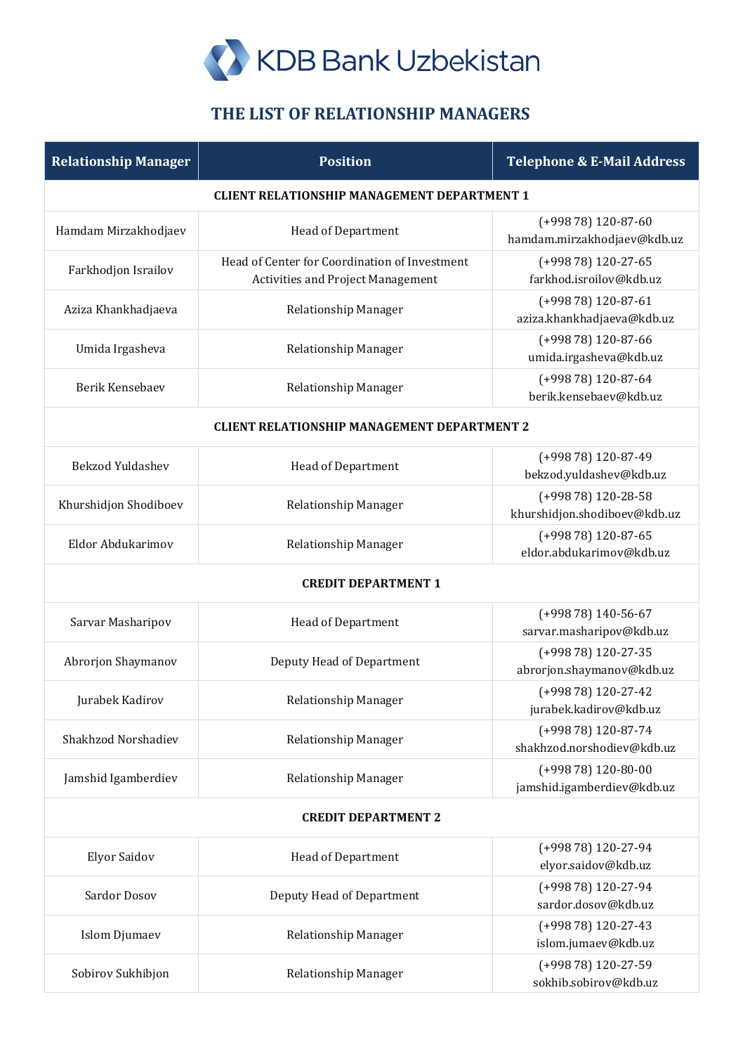# KDB Bank Uzbekistan

## THE LIST OF RELATIONSHIP MANAGERS

| Relationship Manager | Position | Telephone & E-Mail Address |
|---|---|---|
| **CLIENT RELATIONSHIP MANAGEMENT DEPARTMENT 1** | | |
| Hamdam Mirzakhodjaev | Head of Department | (+998 78) 120-87-60 hamdam.mirzakhodjaev@kdb.uz |
| Farkhodjon Israilov | Head of Center for Coordination of Investment Activities and Project Management | (+998 78) 120-27-65 farkhod.isroilov@kdb.uz |
| Aziza Khankhadjaeva | Relationship Manager | (+998 78) 120-87-61 aziza.khankhadjaeva@kdb.uz |
| Umida Irgasheva | Relationship Manager | (+998 78) 120-87-66 umida.irgasheva@kdb.uz |
| Berik Kensebaev | Relationship Manager | (+998 78) 120-87-64 berik.kensebaev@kdb.uz |
| **CLIENT RELATIONSHIP MANAGEMENT DEPARTMENT 2** | | |
| Bekzod Yuldashev | Head of Department | (+998 78) 120-87-49 bekzod.yuldashev@kdb.uz |
| Khurshidjon Shodiboev | Relationship Manager | (+998 78) 120-28-58 khurshidjon.shodiboev@kdb.uz |
| Eldor Abdukarimov | Relationship Manager | (+998 78) 120-87-65 eldor.abdukarimov@kdb.uz |
| **CREDIT DEPARTMENT 1** | | |
| Sarvar Masharipov | Head of Department | (+998 78) 140-56-67 sarvar.masharipov@kdb.uz |
| Abrorjon Shaymanov | Deputy Head of Department | (+998 78) 120-27-35 abrorjon.shaymanov@kdb.uz |
| Jurabek Kadirov | Relationship Manager | (+998 78) 120-27-42 jurabek.kadirov@kdb.uz |
| Shakhzod Norshadiev | Relationship Manager | (+998 78) 120-87-74 shakhzod.norshodiev@kdb.uz |
| Jamshid Igamberdiev | Relationship Manager | (+998 78) 120-80-00 jamshid.igamberdiev@kdb.uz |
| **CREDIT DEPARTMENT 2** | | |
| Elyor Saidov | Head of Department | (+998 78) 120-27-94 elyor.saidov@kdb.uz |
| Sardor Dosov | Deputy Head of Department | (+998 78) 120-27-94 sardor.dosov@kdb.uz |
| Islom Djumaev | Relationship Manager | (+998 78) 120-27-43 islom.jumaev@kdb.uz |
| Sobirov Sukhibjon | Relationship Manager | (+998 78) 120-27-59 sokhib.sobirov@kdb.uz |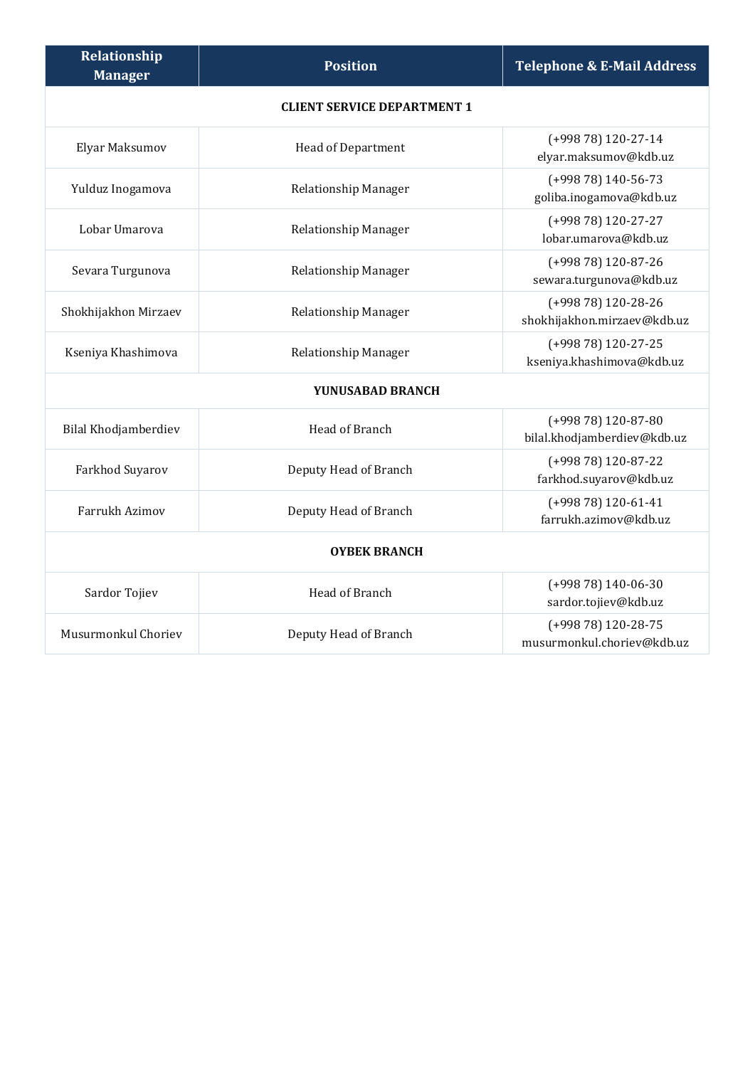| Relationship Manager | Position | Telephone & E-Mail Address |
|---|---|---|
| **CLIENT SERVICE DEPARTMENT 1** | | |
| Elyar Maksumov | Head of Department | (+998 78) 120-27-14 elyar.maksumov@kdb.uz |
| Yulduz Inogamova | Relationship Manager | (+998 78) 140-56-73 goliba.inogamova@kdb.uz |
| Lobar Umarova | Relationship Manager | (+998 78) 120-27-27 lobar.umarova@kdb.uz |
| Sevara Turgunova | Relationship Manager | (+998 78) 120-87-26 sewara.turgunova@kdb.uz |
| Shokhijakhon Mirzaev | Relationship Manager | (+998 78) 120-28-26 shokhijakhon.mirzaev@kdb.uz |
| Kseniya Khashimova | Relationship Manager | (+998 78) 120-27-25 kseniya.khashimova@kdb.uz |
| **YUNUSABAD BRANCH** | | |
| Bilal Khodjamberdiev | Head of Branch | (+998 78) 120-87-80 bilal.khodjamberdiev@kdb.uz |
| Farkhod Suyarov | Deputy Head of Branch | (+998 78) 120-87-22 farkhod.suyarov@kdb.uz |
| Farrukh Azimov | Deputy Head of Branch | (+998 78) 120-61-41 farrukh.azimov@kdb.uz |
| **OYBEK BRANCH** | | |
| Sardor Tojiev | Head of Branch | (+998 78) 140-06-30 sardor.tojiev@kdb.uz |
| Musurmonkul Choriev | Deputy Head of Branch | (+998 78) 120-28-75 musurmonkul.choriev@kdb.uz |